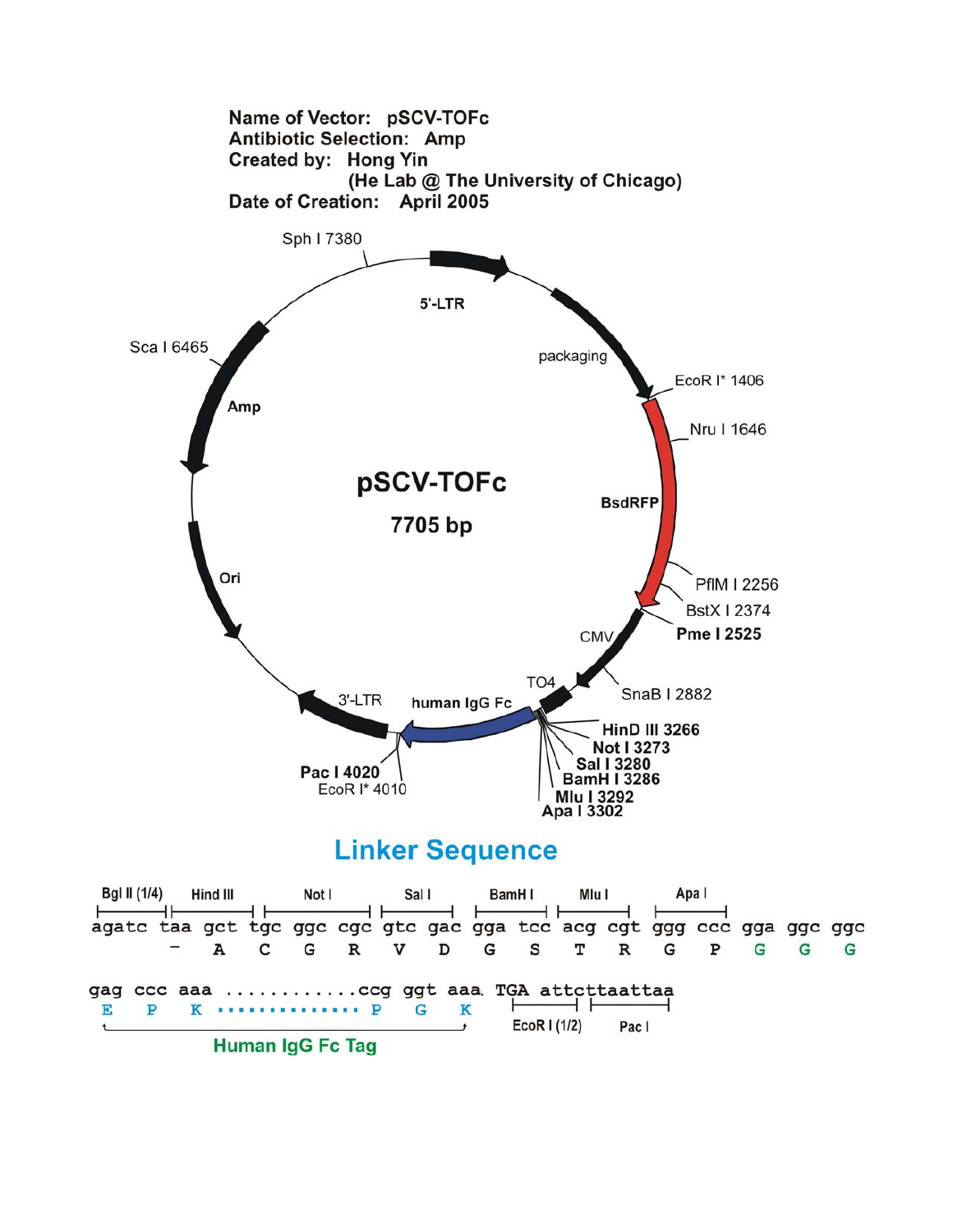**Name of Vector:** pSCV-TOFc
**Antibiotic Selection:** Amp
**Created by:** Hong Yin
(He Lab @ The University of Chicago)
**Date of Creation:** April 2005

**pSCV-TOFc**
**7705 bp**

5'-LTR, packaging, EcoR I* 1406, Nru I 1646, BsdRFP, PflM I 2256, BstX I 2374, **Pme I 2525**, CMV, SnaB I 2882, TO4, **HinD III 3266**, **Not I 3273**, **Sal I 3280**, **BamH I 3286**, **Mlu I 3292**, **Apa I 3302**, human IgG Fc, EcoR I* 4010, **Pac I 4020**, 3'-LTR, Ori, Amp, Sca I 6465, Sph I 7380

## Linker Sequence

```
Bgl II (1/4)  Hind III   Not I      Sal I     BamH I   Mlu I    Apa I
agatc taa gct tgc ggc cgc gtc gac gga tcc acg cgt ggg ccc gga ggc ggc
       -   A   C   G   R   V   D   G   S   T   R   G   P   G   G   G

gag ccc aaa ............ccg ggt aaa TGA attcttaattaa
 E   P   K  ..............  P   G   K   EcoR I (1/2)  Pac I
|______________ Human IgG Fc Tag ______________|
```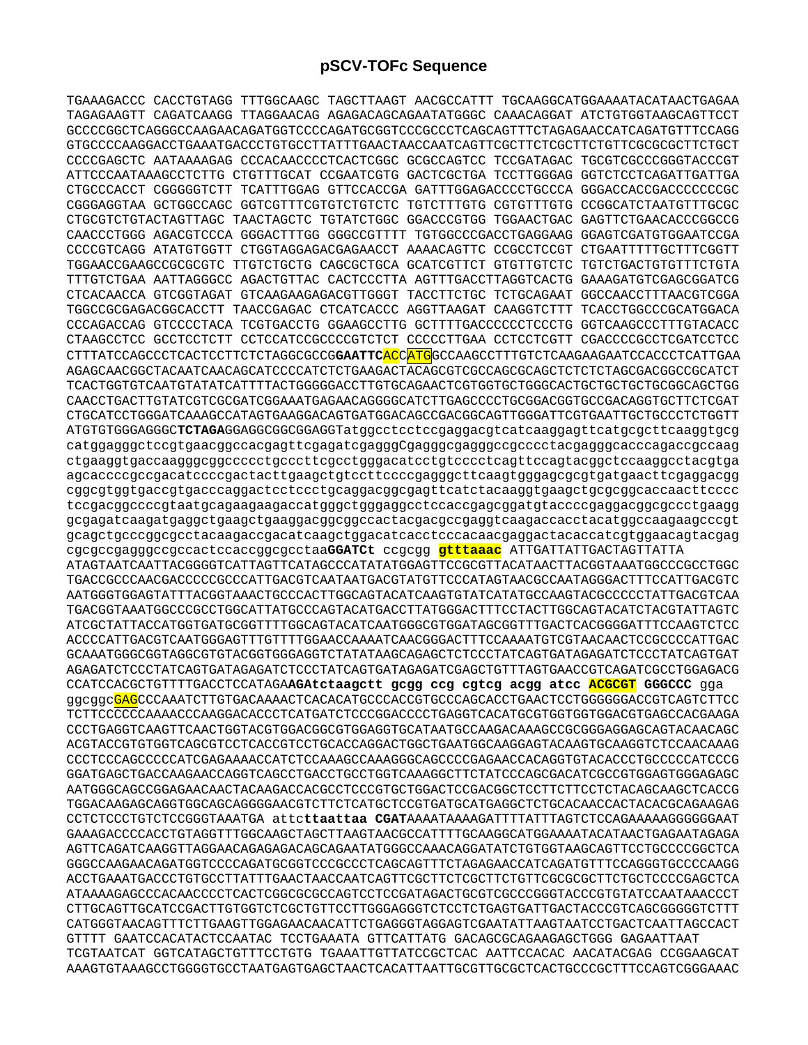## pSCV-TOFc Sequence

```
TGAAAGACCC CACCTGTAGG TTTGGCAAGC TAGCTTAAGT AACGCCATTT TGCAAGGCATGGAAAATACATAACTGAGAA
TAGAGAAGTT CAGATCAAGG TTAGGAACAG AGAGACAGCAGAATATGGGC CAAACAGGAT ATCTGTGGTAAGCAGTTCCT
GCCCCGGCTCAGGGCCAAGAACAGATGGTCCCCAGATGCGGTCCCGCCCTCAGCAGTTTCTAGAGAACCATCAGATGTTTCCAGG
GTGCCCCAAGGACCTGAAATGACCCTGTGCCTTATTTGAACTAACCAATCAGTTCGCTTCTCGCTTCTGTTCGCGCGCTTCTGCT
CCCCGAGCTC AATAAAAGAG CCCACAACCCCTCACTCGGC GCGCCAGTCC TCCGATAGAC TGCGTCGCCCGGGTACCCGT
ATTCCCAATAAAGCCTCTTG CTGTTTGCAT CCGAATCGTG GACTCGCTGA TCCTTGGGAG GGTCTCCTCAGATTGATTGA
CTGCCCACCT CGGGGGTCTT TCATTTGGAG GTTCCACCGA GATTTGGAGACCCCTGCCCA GGGACCACCGACCCCCCCGC
CGGGAGGTAA GCTGGCCAGC GGTCGTTTCGTGTCTGTCTC TGTCTTTGTG CGTGTTTGTG CCGGCATCTAATGTTTGCGC
CTGCGTCTGTACTAGTTAGC TAACTAGCTC TGTATCTGGC GGACCCGTGG TGGAACTGAC GAGTTCTGAACACCCGGCCG
CAACCCTGGG AGACGTCCCA GGGACTTTGG GGGCCGTTTT TGTGGCCCGACCTGAGGAAG GGAGTCGATGTGGAATCCGA
CCCCGTCAGG ATATGTGGTT CTGGTAGGAGACGAGAACCT AAAACAGTTC CCGCCTCCGT CTGAATTTTTGCTTTCGGTT
TGGAACCGAAGCCGCGCGTC TTGTCTGCTG CAGCGCTGCA GCATCGTTCT GTGTTGTCTC TGTCTGACTGTGTTTCTGTA
TTTGTCTGAA AATTAGGGCC AGACTGTTAC CACTCCCTTA AGTTTGACCTTAGGTCACTG GAAAGATGTCGAGCGGATCG
CTCACAACCA GTCGGTAGAT GTCAAGAAGAGACGTTGGGT TACCTTCTGC TCTGCAGAAT GGCCAACCTTTAACGTCGGA
TGGCCGCGAGACGGCACCTT TAACCGAGAC CTCATCACCC AGGTTAAGAT CAAGGTCTTT TCACCTGGCCCGCATGGACA
CCCAGACCAG GTCCCCTACA TCGTGACCTG GGAAGCCTTG GCTTTTGACCCCCCTCCCTG GGTCAAGCCCTTTGTACACC
CTAAGCCTCC GCCTCCTCTT CCTCCATCCGCCCCGTCTCT CCCCCTTGAA CCTCCTCGTT CGACCCCGCCTCGATCCTCC
CTTTATCCAGCCCTCACTCCTTCTCTAGGCGCCGGAATTCACCATGGCCAAGCCTTTGTCTCAAGAAGAATCCACCCTCATTGAA
AGAGCAACGGCTACAATCAACAGCATCCCCATCTCTGAAGACTACAGCGTCGCCAGCGCAGCTCTCTCTAGCGACGGCCGCATCT
TCACTGGTGTCAATGTATATCATTTTACTGGGGGACCTTGTGCAGAACTCGTGGTGCTGGGCACTGCTGCTGCTGCGGCAGCTGG
CAACCTGACTTGTATCGTCGCGATCGGAAATGAGAACAGGGGCATCTTGAGCCCCTGCGGACGGTGCCGACAGGTGCTTCTCGAT
CTGCATCCTGGGATCAAAGCCATAGTGAAGGACAGTGATGGACAGCCGACGGCAGTTGGGATTCGTGAATTGCTGCCCTCTGGTT
ATGTGTGGGAGGGCTCTAGAGGAGGCGGCGGAGGTatggcctcctccgaggacgtcatcaaggagttcatgcgcttcaaggtgcg
catggagggctccgtgaacggccacgagttcgagatcgagggCgagggcgagggccgcccctacgagggcacccagaccgccaag
ctgaaggtgaccaagggcggccccctgcccttcgcctgggacatcctgtcccctcagttccagtacggctccaaggcctacgtga
agcaccccgccgacatccccgactacttgaagctgtccttccccgagggcttcaagtgggagcgcgtgatgaacttcgaggacgg
cggcgtggtgaccgtgacccaggactcctccctgcaggacggcgagttcatctacaaggtgaagctgcgcggcaccaacttcccc
tccgacggccccgtaatgcagaagaagaccatgggctgggaggcctccaccgagcggatgtaccccgaggacggcgccctgaagg
gcgagatcaagatgaggctgaagctgaaggacggcggccactacgacgccgaggtcaagaccacctacatggccaagaagcccgt
gcagctgcccggcgcctacaagaccgacatcaagctggacatcacctcccacaacgaggactacaccatcgtggaacagtacgag
cgcgccgagggccgccactccaccggcgcctaaGGATCt ccgcgg gtttaaac ATTGATTATTGACTAGTTATTA
ATAGTAATCAATTACGGGGTCATTAGTTCATAGCCCATATATGGAGTTCCGCGTTACATAACTTACGGTAAATGGCCCGCCTGGC
TGACCGCCCAACGACCCCCGCCCATTGACGTCAATAATGACGTATGTTCCCATAGTAACGCCAATAGGGACTTTCCATTGACGTC
AATGGGTGGAGTATTTACGGTAAACTGCCCACTTGGCAGTACATCAAGTGTATCATATGCCAAGTACGCCCCCTATTGACGTCAA
TGACGGTAAATGGCCCGCCTGGCATTATGCCCAGTACATGACCTTATGGGACTTTCCTACTTGGCAGTACATCTACGTATTAGTC
ATCGCTATTACCATGGTGATGCGGTTTTGGCAGTACATCAATGGGCGTGGATAGCGGTTTGACTCACGGGGATTTCCAAGTCTCC
ACCCCATTGACGTCAATGGGAGTTTGTTTTGGAACCAAAATCAACGGGACTTTCCAAAATGTCGTAACAACTCCGCCCCATTGAC
GCAAATGGGCGGTAGGCGTGTACGGTGGGAGGTCTATATAAGCAGAGCTCTCCCTATCAGTGATAGAGATCTCCCTATCAGTGAT
AGAGATCTCCCTATCAGTGATAGAGATCGAGCTGTTTAGTGAACCGTCAGATCGCCTGGAGACG
CCATCCACGCTGTTTTGACCTCCATAGAAGAtctaagctt gcgg ccg cgtcg acgg atcc ACGCGT GGGCCC gga
ggcggcGAGCCCAAATCTTGTGACAAAACTCACACATGCCCACCGTGCCCAGCACCTGAACTCCTGGGGGGACCGTCAGTCTTCC
TCTTCCCCCCAAAACCCAAGGACACCCTCATGATCTCCCGGACCCCTGAGGTCACATGCGTGGTGGTGGACGTGAGCCACGAAGA
CCCTGAGGTCAAGTTCAACTGGTACGTGGACGGCGTGGAGGTGCATAATGCCAAGACAAAGCCGCGGGAGGAGCAGTACAACAGC
ACGTACCGTGTGGTCAGCGTCCTCACCGTCCTGCACCAGGACTGGCTGAATGGCAAGGAGTACAAGTGCAAGGTCTCCAACAAAG
CCCTCCCAGCCCCCATCGAGAAAACCATCTCCAAAGCCAAAGGGCAGCCCCGAGAACCACAGGTGTACACCCTGCCCCCATCCCG
GGATGAGCTGACCAAGAACCAGGTCAGCCTGACCTGCCTGGTCAAAGGCTTCTATCCCAGCGACATCGCCGTGGAGTGGGAGAGC
AATGGGCAGCCGGAGAACAACTACAAGACCACGCCTCCCGTGCTGGACTCCGACGGCTCCTTCTTCCTCTACAGCAAGCTCACCG
TGGACAAGAGCAGGTGGCAGCAGGGGAACGTCTTCTCATGCTCCGTGATGCATGAGGCTCTGCACAACCACTACACGCAGAAGAG
CCTCTCCCTGTCTCCGGGTAAATGA attcttaattaa CGATAAAATAAAAGATTTTATTTAGTCTCCAGAAAAAGGGGGGAAT
GAAAGACCCCACCTGTAGGTTTGGCAAGCTAGCTTAAGTAACGCCATTTTGCAAGGCATGGAAAATACATAACTGAGAATAGAGA
AGTTCAGATCAAGGTTAGGAACAGAGAGACAGCAGAATATGGGCCAAACAGGATATCTGTGGTAAGCAGTTCCTGCCCCGGCTCA
GGGCCAAGAACAGATGGTCCCCAGATGCGGTCCCGCCCTCAGCAGTTTCTAGAGAACCATCAGATGTTTCCAGGGTGCCCCAAGG
ACCTGAAATGACCCTGTGCCTTATTTGAACTAACCAATCAGTTCGCTTCTCGCTTCTGTTCGCGCGCTTCTGCTCCCCGAGCTCA
ATAAAAGAGCCCACAACCCCTCACTCGGCGCGCCAGTCCTCCGATAGACTGCGTCGCCCGGGTACCCGTGTATCCAATAAACCCT
CTTGCAGTTGCATCCGACTTGTGGTCTCGCTGTTCCTTGGGAGGGTCTCCTCTGAGTGATTGACTACCCGTCAGCGGGGGTCTTT
CATGGGTAACAGTTTCTTGAAGTTGGAGAACAACATTCTGAGGGTAGGAGTCGAATATTAAGTAATCCTGACTCAATTAGCCACT
GTTTT GAATCCACATACTCCAATAC TCCTGAAATA GTTCATTATG GACAGCGCAGAAGAGCTGGG GAGAATTAAT
TCGTAATCAT GGTCATAGCTGTTTCCTGTG TGAAATTGTTATCCGCTCAC AATTCCACAC AACATACGAG CCGGAAGCAT
AAAGTGTAAAGCCTGGGGTGCCTAATGAGTGAGCTAACTCACATTAATTGCGTTGCGCTCACTGCCCGCTTTCCAGTCGGGAAAC
```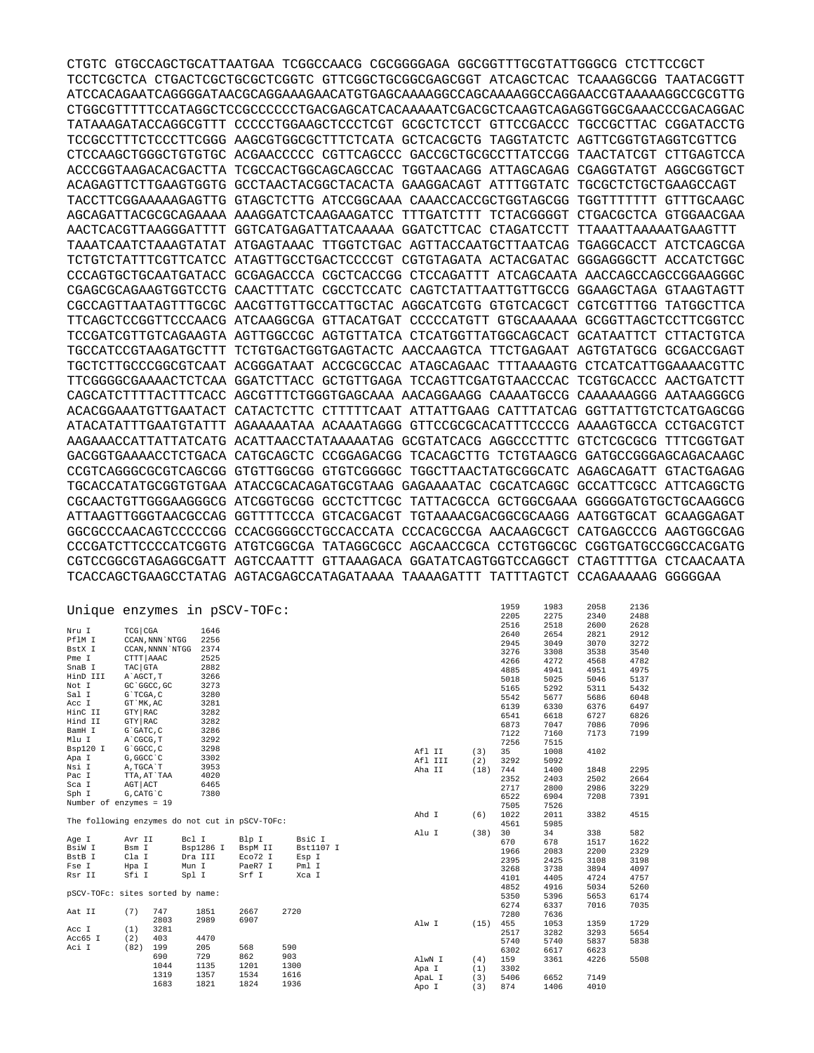```
CTGTC GTGCCAGCTGCATTAATGAA TCGGCCAACG CGCGGGGAGA GGCGGTTTGCGTATTGGGCG CTCTTCCGCT
TCCTCGCTCA CTGACTCGCTGCGCTCGGTC GTTCGGCTGCGGCGAGCGGT ATCAGCTCAC TCAAAGGCGG TAATACGGTT
ATCCACAGAATCAGGGGATAACGCAGGAAAGAACATGTGAGCAAAAGGCCAGCAAAAGGCCAGGAACCGTAAAAAGGCCGCGTTG
CTGGCGTTTTTCCATAGGCTCCGCCCCCCTGACGAGCATCACAAAAATCGACGCTCAAGTCAGAGGTGGCGAAACCCGACAGGAC
TATAAAGATACCAGGCGTTT CCCCCTGGAAGCTCCCTCGT GCGCTCTCCT GTTCCGACCC TGCCGCTTAC CGGATACCTG
TCCGCCTTTCTCCCTTCGGG AAGCGTGGCGCTTTCTCATA GCTCACGCTG TAGGTATCTC AGTTCGGTGTAGGTCGTTCG
CTCCAAGCTGGGCTGTGTGC ACGAACCCCC CGTTCAGCCC GACCGCTGCGCCTTATCCGG TAACTATCGT CTTGAGTCCA
ACCCGGTAAGACACGACTTA TCGCCACTGGCAGCAGCCAC TGGTAACAGG ATTAGCAGAG CGAGGTATGT AGGCGGTGCT
ACAGAGTTCTTGAAGTGGTG GCCTAACTACGGCTACACTA GAAGGACAGT ATTTGGTATC TGCGCTCTGCTGAAGCCAGT
TACCTTCGGAAAAAGAGTTG GTAGCTCTTG ATCCGGCAAA CAAACCACCGCTGGTAGCGG TGGTTTTTTT GTTTGCAAGC
AGCAGATTACGCGCAGAAAA AAAGGATCTCAAGAAGATCC TTTGATCTTT TCTACGGGGT CTGACGCTCA GTGGAACGAA
AACTCACGTTAAGGGATTTT GGTCATGAGATTATCAAAAA GGATCTTCAC CTAGATCCTT TTAAATTAAAAATGAAGTTT
TAAATCAATCTAAAGTATAT ATGAGTAAAC TTGGTCTGAC AGTTACCAATGCTTAATCAG TGAGGCACCT ATCTCAGCGA
TCTGTCTATTTCGTTCATCC ATAGTTGCCTGACTCCCCGT CGTGTAGATA ACTACGATAC GGGAGGGCTT ACCATCTGGC
CCCAGTGCTGCAATGATACC GCGAGACCCA CGCTCACCGG CTCCAGATTT ATCAGCAATA AACCAGCCAGCCGGAAGGGC
CGAGCGCAGAAGTGGTCCTG CAACTTTATC CGCCTCCATC CAGTCTATTAATTGTTGCCG GGAAGCTAGA GTAAGTAGTT
CGCCAGTTAATAGTTTGCGC AACGTTGTTGCCATTGCTAC AGGCATCGTG GTGTCACGCT CGTCGTTTGG TATGGCTTCA
TTCAGCTCCGGTTCCCAACG ATCAAGGCGA GTTACATGAT CCCCCATGTT GTGCAAAAAA GCGGTTAGCTCCTTCGGTCC
TCCGATCGTTGTCAGAAGTA AGTTGGCCGC AGTGTTATCA CTCATGGTTATGGCAGCACT GCATAATTCT CTTACTGTCA
TGCCATCCGTAAGATGCTTT TCTGTGACTGGTGAGTACTC AACCAAGTCA TTCTGAGAAT AGTGTATGCG GCGACCGAGT
TGCTCTTGCCCGGCGTCAAT ACGGGATAAT ACCGCGCCAC ATAGCAGAAC TTTAAAAGTG CTCATCATTGGAAAACGTTC
TTCGGGGCGAAAACTCTCAA GGATCTTACC GCTGTTGAGA TCCAGTTCGATGTAACCCAC TCGTGCACCC AACTGATCTT
CAGCATCTTTTACTTTCACC AGCGTTTCTGGGTGAGCAAA AACAGGAAGG CAAAATGCCG CAAAAAAGGG AATAAGGGCG
ACACGGAAATGTTGAATACT CATACTCTTC CTTTTTCAAT ATTATTGAAG CATTTATCAG GGTTATTGTCTCATGAGCGG
ATACATATTTGAATGTATTT AGAAAAATAA ACAAATAGGG GTTCCGCGCACATTTCCCCG AAAAGTGCCA CCTGACGTCT
AAGAAACCATTATTATCATG ACATTAACCTATAAAAATAG GCGTATCACG AGGCCCTTTC GTCTCGCGCG TTTCGGTGAT
GACGGTGAAAACCTCTGACA CATGCAGCTC CCGGAGACGG TCACAGCTTG TCTGTAAGCG GATGCCGGGAGCAGACAAGC
CCGTCAGGGCGCGTCAGCGG GTGTTGGCGG GTGTCGGGGC TGGCTTAACTATGCGGCATC AGAGCAGATT GTACTGAGAG
TGCACCATATGCGGTGTGAA ATACCGCACAGATGCGTAAG GAGAAAATAC CGCATCAGGC GCCATTCGCC ATTCAGGCTG
CGCAACTGTTGGGAAGGGCG ATCGGTGCGG GCCTCTTCGC TATTACGCCA GCTGGCGAAA GGGGGATGTGCTGCAAGGCG
ATTAAGTTGGGTAACGCCAG GGTTTTCCCA GTCACGACGT TGTAAAACGACGGCGCAAGG AATGGTGCAT GCAAGGAGAT
GGCGCCCAACAGTCCCCCGG CCACGGGGCCTGCCACCATA CCCACGCCGA AACAAGCGCT CATGAGCCCG AAGTGGCGAG
CCCGATCTTCCCCATCGGTG ATGTCGGCGA TATAGGCGCC AGCAACCGCA CCTGTGGCGC CGGTGATGCCGGCCACGATG
CGTCCGGCGTAGAGGCGATT AGTCCAATTT GTTAAAGACA GGATATCAGTGGTCCAGGCT CTAGTTTTGA CTCAACAATA
TCACCAGCTGAAGCCTATAG AGTACGAGCCATAGATAAAA TAAAAGATTT TATTTAGTCT CCAGAAAAAG GGGGGAA
```

Unique enzymes in pSCV-TOFc:

| Enzyme | Site | Position |
|---|---|---|
| Nru I | TCG\|CGA | 1646 |
| PflM I | CCAN,NNN`NTGG | 2256 |
| BstX I | CCAN,NNNN`NTGG | 2374 |
| Pme I | CTTT\|AAAC | 2525 |
| SnaB I | TAC\|GTA | 2882 |
| HinD III | A`AGCT,T | 3266 |
| Not I | GC`GGCC,GC | 3273 |
| Sal I | G`TCGA,C | 3280 |
| Acc I | GT`MK,AC | 3281 |
| HinC II | GTY\|RAC | 3282 |
| Hind II | GTY\|RAC | 3282 |
| BamH I | G`GATC,C | 3286 |
| Mlu I | A`CGCG,T | 3292 |
| Bsp120 I | G`GGCC,C | 3298 |
| Apa I | G,GGCC`C | 3302 |
| Nsi I | A,TGCA`T | 3953 |
| Pac I | TTA,AT`TAA | 4020 |
| Sca I | AGT\|ACT | 6465 |
| Sph I | G,CATG`C | 7380 |

Number of enzymes = 19

The following enzymes do not cut in pSCV-TOFc:

| | | | | |
|---|---|---|---|---|
| Age I | Avr II | Bcl I | Blp I | BsiC I |
| BsiW I | Bsm I | Bsp1286 I | BspM II | Bst1107 I |
| BstB I | Cla I | Dra III | Eco72 I | Esp I |
| Fse I | Hpa I | Mun I | PaeR7 I | Pml I |
| Rsr II | Sfi I | Spl I | Srf I | Xca I |

pSCV-TOFc: sites sorted by name:

| Enzyme | Count | Positions | | | |
|---|---|---|---|---|---|
| Aat II | (7) | 747 | 1851 | 2667 | 2720 |
| | | 2803 | 2989 | 6907 | |
| Acc I | (1) | 3281 | | | |
| Acc65 I | (2) | 403 | 4470 | | |
| Aci I | (82) | 199 | 205 | 568 | 590 |
| | | 690 | 729 | 862 | 903 |
| | | 1044 | 1135 | 1201 | 1300 |
| | | 1319 | 1357 | 1534 | 1616 |
| | | 1683 | 1821 | 1824 | 1936 |
| | | 1959 | 1983 | 2058 | 2136 |
| | | 2205 | 2275 | 2340 | 2488 |
| | | 2516 | 2518 | 2600 | 2628 |
| | | 2640 | 2654 | 2821 | 2912 |
| | | 2945 | 3049 | 3070 | 3272 |
| | | 3276 | 3308 | 3538 | 3540 |
| | | 4266 | 4272 | 4568 | 4782 |
| | | 4885 | 4941 | 4951 | 4975 |
| | | 5018 | 5025 | 5046 | 5137 |
| | | 5165 | 5292 | 5311 | 5432 |
| | | 5542 | 5677 | 5686 | 6048 |
| | | 6139 | 6330 | 6376 | 6497 |
| | | 6541 | 6618 | 6727 | 6826 |
| | | 6873 | 7047 | 7086 | 7096 |
| | | 7122 | 7160 | 7173 | 7199 |
| | | 7256 | 7515 | | |
| Afl II | (3) | 35 | 1008 | 4102 | |
| Afl III | (2) | 3292 | 5092 | | |
| Aha II | (18) | 744 | 1400 | 1848 | 2295 |
| | | 2352 | 2403 | 2502 | 2664 |
| | | 2717 | 2800 | 2986 | 3229 |
| | | 6522 | 6904 | 7208 | 7391 |
| | | 7505 | 7526 | | |
| Ahd I | (6) | 1022 | 2011 | 3382 | 4515 |
| | | 4561 | 5985 | | |
| Alu I | (38) | 30 | 34 | 338 | 582 |
| | | 670 | 678 | 1517 | 1622 |
| | | 1966 | 2083 | 2200 | 2329 |
| | | 2395 | 2425 | 3108 | 3198 |
| | | 3268 | 3738 | 3894 | 4097 |
| | | 4101 | 4405 | 4724 | 4757 |
| | | 4852 | 4916 | 5034 | 5260 |
| | | 5350 | 5396 | 5653 | 6174 |
| | | 6274 | 6337 | 7016 | 7035 |
| | | 7280 | 7636 | | |
| Alw I | (15) | 455 | 1053 | 1359 | 1729 |
| | | 2517 | 3282 | 3293 | 5654 |
| | | 5740 | 5740 | 5837 | 5838 |
| | | 6302 | 6617 | 6623 | |
| AlwN I | (4) | 159 | 3361 | 4226 | 5508 |
| Apa I | (1) | 3302 | | | |
| ApaL I | (3) | 5406 | 6652 | 7149 | |
| Apo I | (3) | 874 | 1406 | 4010 | |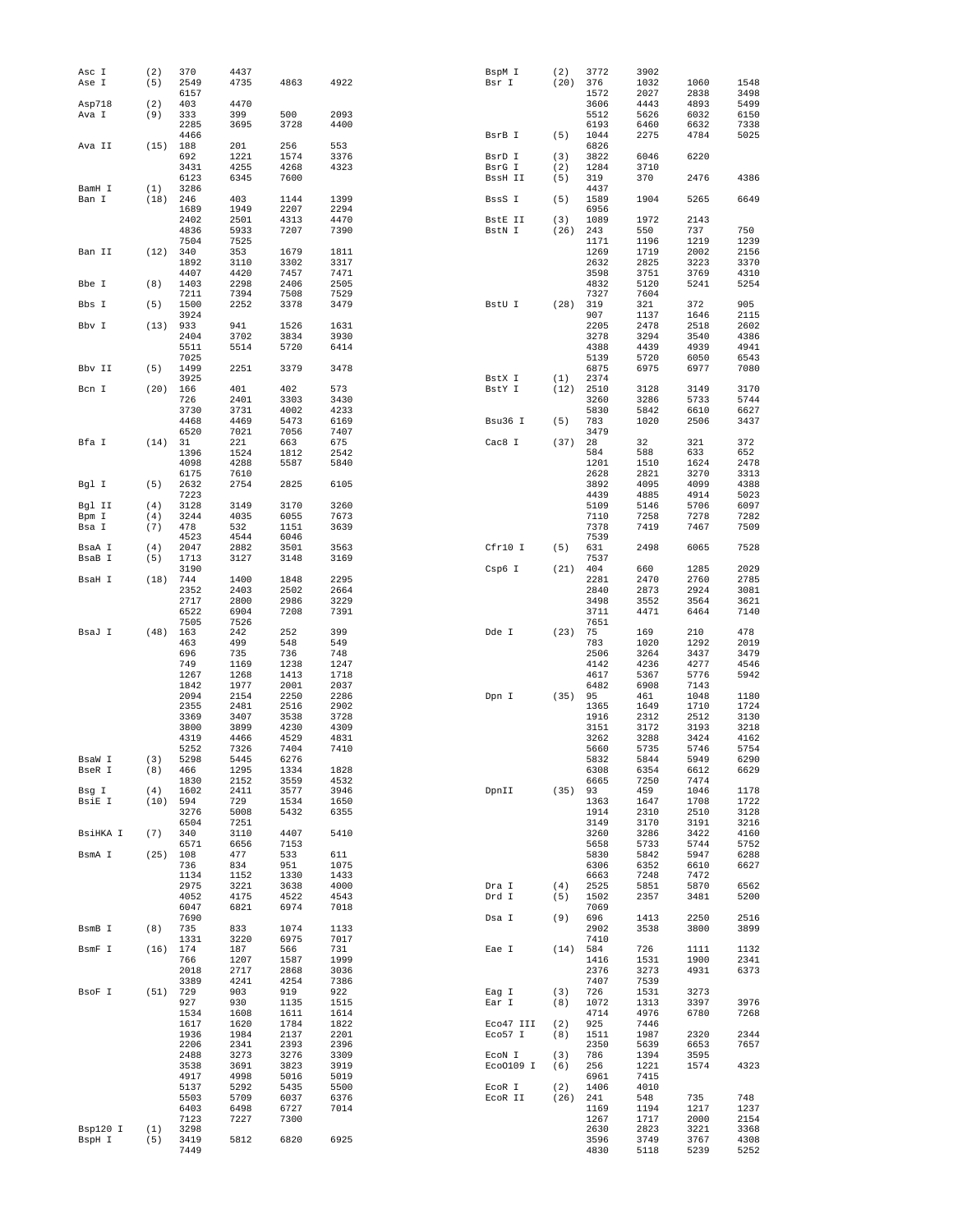```
Asc I     (2)  370   4437
Ase I     (5)  2549  4735  4863  4922
               6157
Asp718    (2)  403   4470
Ava I     (9)  333   399   500   2093
               2285  3695  3728  4400
               4466
Ava II    (15) 188   201   256   553
               692   1221  1574  3376
               3431  4255  4268  4323
               6123  6345  7600
BamH I    (1)  3286
Ban I     (18) 246   403   1144  1399
               1689  1949  2207  2294
               2402  2501  4313  4470
               4836  5933  7207  7390
               7504  7525
Ban II    (12) 340   353   1679  1811
               1892  3110  3302  3317
               4407  4420  7457  7471
Bbe I     (8)  1403  2298  2406  2505
               7211  7394  7508  7529
Bbs I     (5)  1500  2252  3378  3479
               3924
Bbv I     (13) 933   941   1526  1631
               2404  3702  3834  3930
               5511  5514  5720  6414
               7025
Bbv II    (5)  1499  2251  3379  3478
               3925
Bcn I     (20) 166   401   402   573
               726   2401  3303  3430
               3730  3731  4002  4233
               4468  4469  5473  6169
               6520  7021  7056  7407
Bfa I     (14) 31    221   663   675
               1396  1524  1812  2542
               4098  4288  5587  5840
               6175  7610
Bgl I     (5)  2632  2754  2825  6105
               7223
Bgl II    (4)  3128  3149  3170  3260
Bpm I     (4)  3244  4035  6055  7673
Bsa I     (7)  478   532   1151  3639
               4523  4544  6046
BsaA I    (4)  2047  2882  3501  3563
BsaB I    (5)  1713  3127  3148  3169
               3190
BsaH I    (18) 744   1400  1848  2295
               2352  2403  2502  2664
               2717  2800  2986  3229
               6522  6904  7208  7391
               7505  7526
BsaJ I    (48) 163   242   252   399
               463   499   548   549
               696   735   736   748
               749   1169  1238  1247
               1267  1268  1413  1718
               1842  1977  2001  2037
               2094  2154  2250  2286
               2355  2481  2516  2902
               3369  3407  3538  3728
               3800  3899  4230  4309
               4319  4466  4529  4831
               5252  7326  7404  7410
BsaW I    (3)  5298  5445  6276
BseR I    (8)  466   1295  1334  1828
               1830  2152  3559  4532
Bsg I     (4)  1602  2411  3577  3946
BsiE I    (10) 594   729   1534  1650
               3276  5008  5432  6355
               6504  7251
BsiHKA I  (7)  340   3110  4407  5410
               6571  6656  7153
BsmA I    (25) 108   477   533   611
               736   834   951   1075
               1134  1152  1330  1433
               2975  3221  3638  4000
               4052  4175  4522  4543
               6047  6821  6974  7018
               7690
BsmB I    (8)  735   833   1074  1133
               1331  3220  6975  7017
BsmF I    (16) 174   187   566   731
               766   1207  1587  1999
               2018  2717  2868  3036
               3389  4241  4254  7386
BsoF I    (51) 729   903   919   922
               927   930   1135  1515
               1534  1608  1611  1614
               1617  1620  1784  1822
               1936  1984  2137  2201
               2206  2341  2393  2396
               2488  3273  3276  3309
               3538  3691  3823  3919
               4917  4998  5016  5019
               5137  5292  5435  5500
               5503  5709  6037  6376
               6403  6498  6727  7014
               7123  7227  7300
Bsp120 I  (1)  3298
BspH I    (5)  3419  5812  6820  6925
               7449
BspM I    (2)  3772  3902
Bsr I     (20) 376   1032  1060  1548
               1572  2027  2838  3498
               3606  4443  4893  5499
               5512  5626  6032  6150
               6193  6460  6632  7338
BsrB I    (5)  1044  2275  4784  5025
               6826
BsrD I    (3)  3822  6046  6220
BsrG I    (2)  1284  3710
BssH II   (5)  319   370   2476  4386
               4437
BssS I    (5)  1589  1904  5265  6649
               6956
BstE II   (3)  1089  1972  2143
BstN I    (26) 243   550   737   750
               1171  1196  1219  1239
               1269  1719  2002  2156
               2632  2825  3223  3370
               3598  3751  3769  4310
               4832  5120  5241  5254
               7327  7604
BstU I    (28) 319   321   372   905
               907   1137  1646  2115
               2205  2478  2518  2602
               3278  3294  3540  4386
               4388  4439  4939  4941
               5139  5720  6050  6543
               6875  6975  6977  7080
BstX I    (1)  2374
BstY I    (12) 2510  3128  3149  3170
               3260  3286  5733  5744
               5830  5842  6610  6627
Bsu36 I   (5)  783   1020  2506  3437
               3479
Cac8 I    (37) 28    32    321   372
               584   588   633   652
               1201  1510  1624  2478
               2628  2821  3270  3313
               3892  4095  4099  4388
               4439  4885  4914  5023
               5109  5146  5706  6097
               7110  7258  7278  7282
               7378  7419  7467  7509
               7539
Cfr10 I   (5)  631   2498  6065  7528
               7537
Csp6 I    (21) 404   660   1285  2029
               2281  2470  2760  2785
               2840  2873  2924  3081
               3498  3552  3564  3621
               3711  4471  6464  7140
               7651
Dde I     (23) 75    169   210   478
               783   1020  1292  2019
               2506  3264  3437  3479
               4142  4236  4277  4546
               4617  5367  5776  5942
               6482  6908  7143
Dpn I     (35) 95    461   1048  1180
               1365  1649  1710  1724
               1916  2312  2512  3130
               3151  3172  3193  3218
               3262  3288  3424  4162
               5660  5735  5746  5754
               5832  5844  5949  6290
               6308  6354  6612  6629
               6665  7250  7474
DpnII     (35) 93    459   1046  1178
               1363  1647  1708  1722
               1914  2310  2510  3128
               3149  3170  3191  3216
               3260  3286  3422  4160
               5658  5733  5744  5752
               5830  5842  5947  6288
               6306  6352  6610  6627
               6663  7248  7472
Dra I     (4)  2525  5851  5870  6562
Drd I     (5)  1502  2357  3481  5200
               7069
Dsa I     (9)  696   1413  2250  2516
               2902  3538  3800  3899
               7410
Eae I     (14) 584   726   1111  1132
               1416  1531  1900  2341
               2376  3273  4931  6373
               7407  7539
Eag I     (3)  726   1531  3273
Ear I     (8)  1072  1313  3397  3976
               4714  4976  6780  7268
Eco47 III (2)  925   7446
Eco57 I   (8)  1511  1987  2320  2344
               2350  5639  6653  7657
EcoN I    (3)  786   1394  3595
EcoO109 I (6)  256   1221  1574  4323
               6961  7415
EcoR I    (2)  1406  4010
EcoR II   (26) 241   548   735   748
               1169  1194  1217  1237
               1267  1717  2000  2154
               2630  2823  3221  3368
               3596  3749  3767  4308
               4830  5118  5239  5252
```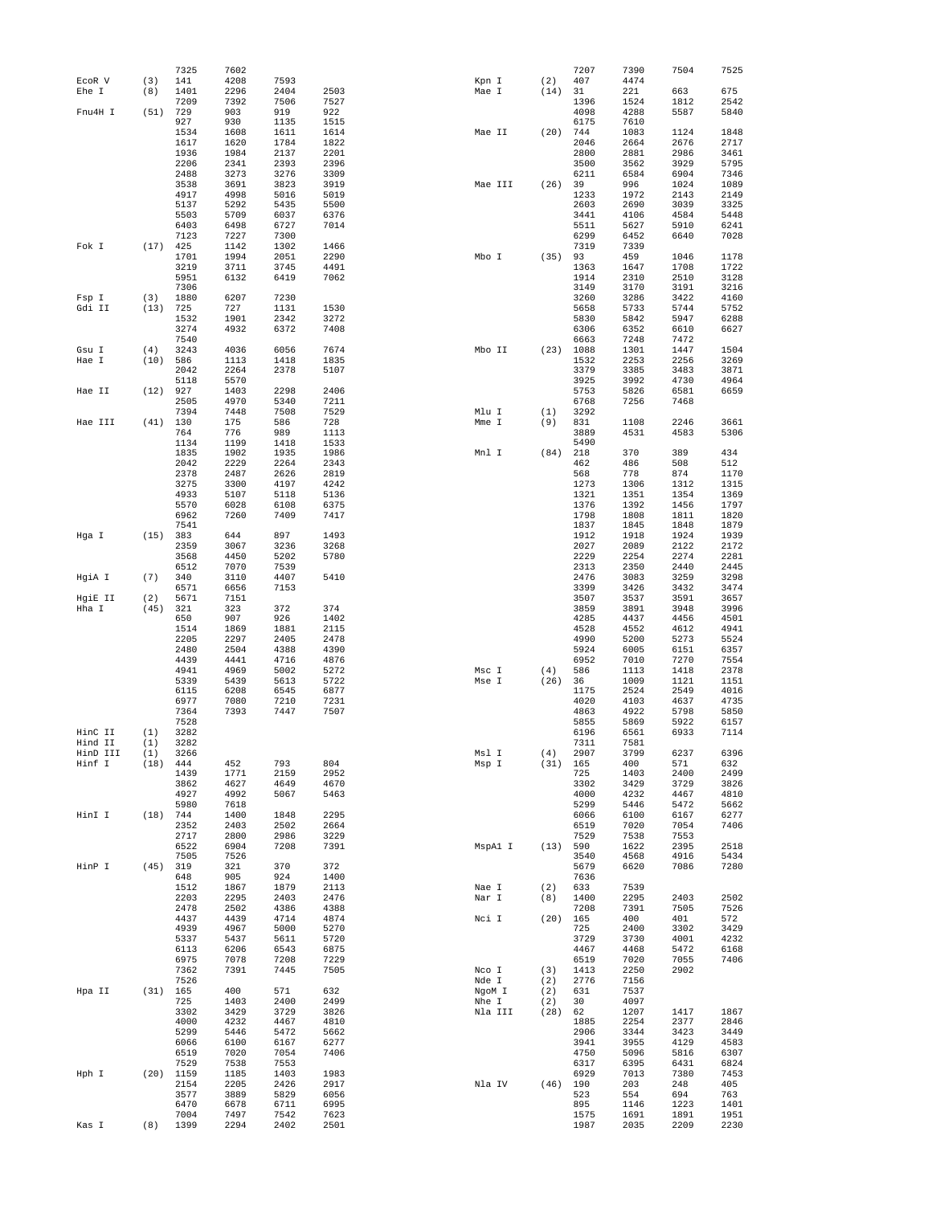```
                7325    7602                                                        7207    7390    7504    7525
EcoR V    (3)   141     4208    7593                       Kpn I     (2)   407     4474
Ehe I     (8)   1401    2296    2404    2503               Mae I     (14)  31      221     663     675
                7209    7392    7506    7527                               1396    1524    1812    2542
Fnu4H I   (51)  729     903     919     922                                4098    4288    5587    5840
                927     930     1135    1515                               6175    7610
                1534    1608    1611    1614               Mae II    (20)  744     1083    1124    1848
                1617    1620    1784    1822                               2046    2664    2676    2717
                1936    1984    2137    2201                               2800    2881    2986    3461
                2206    2341    2393    2396                               3500    3562    3929    5795
                2488    3273    3276    3309                               6211    6584    6904    7346
                3538    3691    3823    3919               Mae III   (26)  39      996     1024    1089
                4917    4998    5016    5019                               1233    1972    2143    2149
                5137    5292    5435    5500                               2603    2690    3039    3325
                5503    5709    6037    6376                               3441    4106    4584    5448
                6403    6498    6727    7014                               5511    5627    5910    6241
                7123    7227    7300                                       6299    6452    6640    7028
Fok I     (17)  425     1142    1302    1466                               7319    7339
                1701    1994    2051    2290               Mbo I     (35)  93      459     1046    1178
                3219    3711    3745    4491                               1363    1647    1708    1722
                5951    6132    6419    7062                               1914    2310    2510    3128
                7306                                                       3149    3170    3191    3216
Fsp I     (3)   1880    6207    7230                                       3260    3286    3422    4160
Gdi II    (13)  725     727     1131    1530                               5658    5733    5744    5752
                1532    1901    2342    3272                               5830    5842    5947    6288
                3274    4932    6372    7408                               6306    6352    6610    6627
                7540                                                       6663    7248    7472
Gsu I     (4)   3243    4036    6056    7674               Mbo II    (23)  1088    1301    1447    1504
Hae I     (10)  586     1113    1418    1835                               1532    2253    2256    3269
                2042    2264    2378    5107                               3379    3385    3483    3871
                5118    5570                                               3925    3992    4730    4964
Hae II    (12)  927     1403    2298    2406                               5753    5826    6581    6659
                2505    4970    5340    7211                               6768    7256    7468
                7394    7448    7508    7529               Mlu I     (1)   3292
Hae III   (41)  130     175     586     728                Mme I     (9)   831     1108    2246    3661
                764     776     989     1113                               3889    4531    4583    5306
                1134    1199    1418    1533                               5490
                1835    1902    1935    1986               Mnl I     (84)  218     370     389     434
                2042    2229    2264    2343                               462     486     508     512
                2378    2487    2626    2819                               568     778     874     1170
                3275    3300    4197    4242                               1273    1306    1312    1315
                4933    5107    5118    5136                               1321    1351    1354    1369
                5570    6028    6108    6375                               1376    1392    1456    1797
                6962    7260    7409    7417                               1798    1808    1811    1820
                7541                                                       1837    1845    1848    1879
Hga I     (15)  383     644     897     1493                               1912    1918    1924    1939
                2359    3067    3236    3268                               2027    2089    2122    2172
                3568    4450    5202    5780                               2229    2254    2274    2281
                6512    7070    7539                                       2313    2350    2440    2445
HgiA I    (7)   340     3110    4407    5410                               2476    3083    3259    3298
                6571    6656    7153                                       3399    3426    3432    3474
HgiE II   (2)   5671    7151                                               3507    3537    3591    3657
Hha I     (45)  321     323     372     374                                3859    3891    3948    3996
                650     907     926     1402                               4285    4437    4456    4501
                1514    1869    1881    2115                               4528    4552    4612    4941
                2205    2297    2405    2478                               4990    5200    5273    5524
                2480    2504    4388    4390                               5924    6005    6151    6357
                4439    4441    4716    4876                               6952    7010    7270    7554
                4941    4969    5002    5272               Msc I     (4)   586     1113    1418    2378
                5339    5439    5613    5722               Mse I     (26)  36      1009    1121    1151
                6115    6208    6545    6877                               1175    2524    2549    4016
                6977    7080    7210    7231                               4020    4103    4637    4735
                7364    7393    7447    7507                               4863    4922    5798    5850
                7528                                                       5855    5869    5922    6157
HinC II   (1)   3282                                                       6196    6561    6933    7114
Hind II   (1)   3282                                                       7311    7581
HinD III  (1)   3266                                       Msl I     (4)   2907    3799    6237    6396
Hinf I    (18)  444     452     793     804                Msp I     (31)  165     400     571     632
                1439    1771    2159    2952                               725     1403    2400    2499
                3862    4627    4649    4670                               3302    3429    3729    3826
                4927    4992    5067    5463                               4000    4232    4467    4810
                5980    7618                                               5299    5446    5472    5662
HinI I    (18)  744     1400    1848    2295                               6066    6100    6167    6277
                2352    2403    2502    2664                               6519    7020    7054    7406
                2717    2800    2986    3229                               7529    7538    7553
                6522    6904    7208    7391               MspA1 I   (13)  590     1622    2395    2518
                7505    7526                                               3540    4568    4916    5434
HinP I    (45)  319     321     370     372                                5679    6620    7086    7280
                648     905     924     1400                               7636
                1512    1867    1879    2113               Nae I     (2)   633     7539
                2203    2295    2403    2476               Nar I     (8)   1400    2295    2403    2502
                2478    2502    4386    4388                               7208    7391    7505    7526
                4437    4439    4714    4874               Nci I     (20)  165     400     401     572
                4939    4967    5000    5270                               725     2400    3302    3429
                5337    5437    5611    5720                               3729    3730    4001    4232
                6113    6206    6543    6875                               4467    4468    5472    6168
                6975    7078    7208    7229                               6519    7020    7055    7406
                7362    7391    7445    7505               Nco I     (3)   1413    2250    2902
                7526                                       Nde I     (2)   2776    7156
Hpa II    (31)  165     400     571     632                NgoM I    (2)   631     7537
                725     1403    2400    2499               Nhe I     (2)   30      4097
                3302    3429    3729    3826               Nla III   (28)  62      1207    1417    1867
                4000    4232    4467    4810                               1885    2254    2377    2846
                5299    5446    5472    5662                               2906    3344    3423    3449
                6066    6100    6167    6277                               3941    3955    4129    4583
                6519    7020    7054    7406                               4750    5096    5816    6307
                7529    7538    7553                                       6317    6395    6431    6824
Hph I     (20)  1159    1185    1403    1983                               6929    7013    7380    7453
                2154    2205    2426    2917               Nla IV    (46)  190     203     248     405
                3577    3889    5829    6056                               523     554     694     763
                6470    6678    6711    6995                               895     1146    1223    1401
                7004    7497    7542    7623                               1575    1691    1891    1951
Kas I     (8)   1399    2294    2402    2501                               1987    2035    2209    2230
```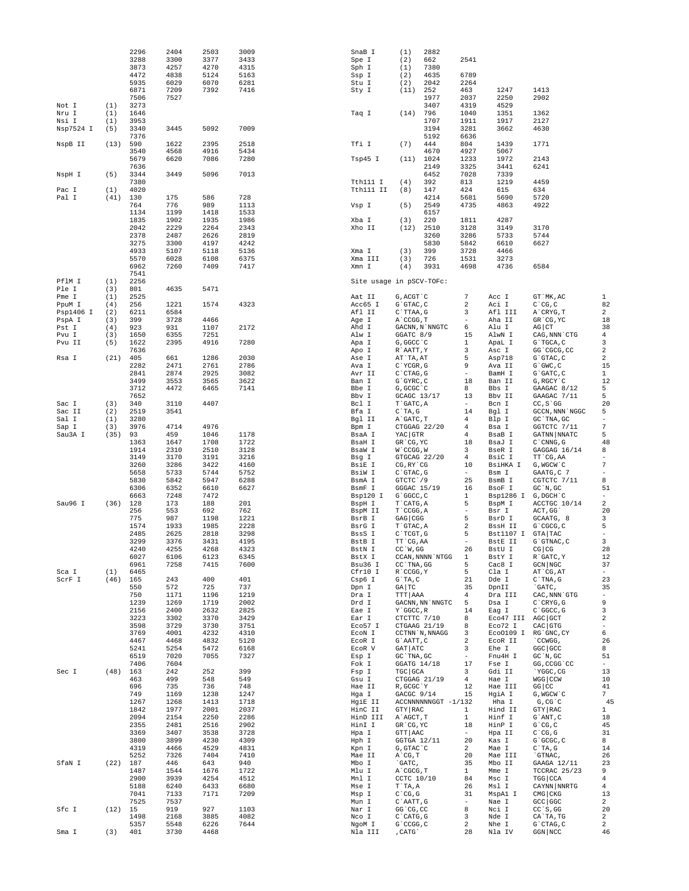```
                 2296    2404    2503    3009
                 3288    3300    3377    3433
                 3873    4257    4270    4315
                 4472    4838    5124    5163
                 5935    6029    6070    6281
                 6871    7209    7392    7416
                 7506    7527
Not I      (1)   3273
Nru I      (1)   1646
Nsi I      (1)   3953
Nsp7524 I  (5)   3340    3445    5092    7009
                 7376
NspB II    (13)  590     1622    2395    2518
                 3540    4568    4916    5434
                 5679    6620    7086    7280
                 7636
NspH I     (5)   3344    3449    5096    7013
                 7380
Pac I      (1)   4020
Pal I      (41)  130     175     586     728
                 764     776     989     1113
                 1134    1199    1418    1533
                 1835    1902    1935    1986
                 2042    2229    2264    2343
                 2378    2487    2626    2819
                 3275    3300    4197    4242
                 4933    5107    5118    5136
                 5570    6028    6108    6375
                 6962    7260    7409    7417
                 7541
PflM I     (1)   2256
Ple I      (3)   801     4635    5471
Pme I      (1)   2525
PpuM I     (4)   256     1221    1574    4323
Psp1406 I  (2)   6211    6584
PspA I     (3)   399     3728    4466
Pst I      (4)   923     931     1107    2172
Pvu I      (3)   1650    6355    7251
Pvu II     (5)   1622    2395    4916    7280
                 7636
Rsa I      (21)  405     661     1286    2030
                 2282    2471    2761    2786
                 2841    2874    2925    3082
                 3499    3553    3565    3622
                 3712    4472    6465    7141
                 7652
Sac I      (3)   340     3110    4407
Sac II     (2)   2519    3541
Sal I      (1)   3280
Sap I      (3)   3976    4714    4976
Sau3A I    (35)  93      459     1046    1178
                 1363    1647    1708    1722
                 1914    2310    2510    3128
                 3149    3170    3191    3216
                 3260    3286    3422    4160
                 5658    5733    5744    5752
                 5830    5842    5947    6288
                 6306    6352    6610    6627
                 6663    7248    7472
Sau96 I    (36)  128     173     188     201
                 256     553     692     762
                 775     987     1198    1221
                 1574    1933    1985    2228
                 2485    2625    2818    3298
                 3299    3376    3431    4195
                 4240    4255    4268    4323
                 6027    6106    6123    6345
                 6961    7258    7415    7600
Sca I      (1)   6465
ScrF I     (46)  165     243     400     401
                 550     572     725     737
                 750     1171    1196    1219
                 1239    1269    1719    2002
                 2156    2400    2632    2825
                 3223    3302    3370    3429
                 3598    3729    3730    3751
                 3769    4001    4232    4310
                 4467    4468    4832    5120
                 5241    5254    5472    6168
                 6519    7020    7055    7327
                 7406    7604
Sec I      (48)  163     242     252     399
                 463     499     548     549
                 696     735     736     748
                 749     1169    1238    1247
                 1267    1268    1413    1718
                 1842    1977    2001    2037
                 2094    2154    2250    2286
                 2355    2481    2516    2902
                 3369    3407    3538    3728
                 3800    3899    4230    4309
                 4319    4466    4529    4831
                 5252    7326    7404    7410
SfaN I     (22)  187     446     643     940
                 1487    1544    1676    1722
                 2900    3939    4254    4512
                 5188    6240    6433    6680
                 7041    7133    7171    7209
                 7525    7537
Sfc I      (12)  15      919     927     1103
                 1498    2168    3885    4082
                 5357    5548    6226    7644
Sma I      (3)   401     3730    4468

SnaB I     (1)   2882
Spe I      (2)   662     2541
Sph I      (1)   7380
Ssp I      (2)   4635    6789
Stu I      (2)   2042    2264
Sty I      (11)  252     463     1247    1413
                 1977    2037    2250    2902
                 3407    4319    4529
Taq I      (14)  796     1040    1351    1362
                 1707    1911    1917    2127
                 3194    3281    3662    4630
                 5192    6636
Tfi I      (7)   444     804     1439    1771
                 4670    4927    5067
Tsp45 I    (11)  1024    1233    1972    2143
                 2149    3325    3441    6241
                 6452    7028    7339
Tth111 I   (4)   392     813     1219    4459
Tth111 II  (8)   147     424     615     634
                 4214    5681    5690    5720
Vsp I      (5)   2549    4735    4863    4922
                 6157
Xba I      (3)   220     1811    4287
Xho II     (12)  2510    3128    3149    3170
                 3260    3286    5733    5744
                 5830    5842    6610    6627
Xma I      (3)   399     3728    4466
Xma III    (3)   726     1531    3273
Xmn I      (4)   3931    4698    4736    6584
```

Site usage in pSCV-TOFc:

| Enzyme | Site | Count | Enzyme | Site | Count |
|---|---|---|---|---|---|
| Aat II | G,ACGT`C | 7 | Acc I | GT`MK,AC | 1 |
| Acc65 I | G`GTAC,C | 2 | Aci I | C`CG,C | 82 |
| Afl II | C`TTAA,G | 3 | Afl III | A`CRYG,T | 2 |
| Age I | A`CCGG,T | - | Aha II | GR`CG,YC | 18 |
| Ahd I | GACNN,N`NNGTC | 6 | Alu I | AG\|CT | 38 |
| Alw I | GGATC 8/9 | 15 | AlwN I | CAG,NNN`CTG | 4 |
| Apa I | G,GGCC`C | 1 | ApaL I | G`TGCA,C | 3 |
| Apo I | R`AATT,Y | 3 | Asc I | GG`CGCG,CC | 2 |
| Ase I | AT`TA,AT | 5 | Asp718 | G`GTAC,C | 2 |
| Ava I | C`YCGR,G | 9 | Ava II | G`GWC,C | 15 |
| Avr II | C`CTAG,G | - | BamH I | G`GATC,C | 1 |
| Ban I | G`GYRC,C | 18 | Ban II | G,RGCY`C | 12 |
| Bbe I | G,GCGC`C | 8 | Bbs I | GAAGAC 8/12 | 5 |
| Bbv I | GCAGC 13/17 | 13 | Bbv II | GAAGAC 7/11 | 5 |
| Bcl I | T`GATC,A | - | Bcn I | CC,S`GG | 20 |
| Bfa I | C`TA,G | 14 | Bgl I | GCCN,NNN`NGGC | 5 |
| Bgl II | A`GATC,T | 4 | Blp I | GC`TNA,GC | - |
| Bpm I | CTGGAG 22/20 | 4 | Bsa I | GGTCTC 7/11 | 7 |
| BsaA I | YAC\|GTR | 4 | BsaB I | GATNN\|NNATC | 5 |
| BsaH I | GR`CG,YC | 18 | BsaJ I | C`CNNG,G | 48 |
| BsaW I | W`CCGG,W | 3 | BseR I | GAGGAG 16/14 | 8 |
| Bsg I | GTGCAG 22/20 | 4 | BsiC I | TT`CG,AA | - |
| BsiE I | CG,RY`CG | 10 | BsiHKA I | G,WGCW`C | 7 |
| BsiW I | C`GTAC,G | - | Bsm I | GAATG,C 7 | - |
| BsmA I | GTCTC`/9 | 25 | BsmB I | CGTCTC 7/11 | 8 |
| BsmF I | GGGAC 15/19 | 16 | BsoF I | GC`N,GC | 51 |
| Bsp120 I | G`GGCC,C | 1 | Bsp1286 I | G,DGCH`C | - |
| BspH I | T`CATG,A | 5 | BspM I | ACCTGC 10/14 | 2 |
| BspM II | T`CCGG,A | - | Bsr I | ACT,GG` | 20 |
| BsrB I | GAG\|CGG | 5 | BsrD I | GCAATG, 8 | 3 |
| BsrG I | T`GTAC,A | 2 | BssH II | G`CGCG,C | 5 |
| BssS I | C`TCGT,G | 5 | Bst1107 I | GTA\|TAC | - |
| BstB I | TT`CG,AA | - | BstE II | G`GTNAC,C | 3 |
| BstN I | CC`W,GG | 26 | BstU I | CG\|CG | 28 |
| BstX I | CCAN,NNNN`NTGG | 1 | BstY I | R`GATC,Y | 12 |
| Bsu36 I | CC`TNA,GG | 5 | Cac8 I | GCN\|NGC | 37 |
| Cfr10 I | R`CCGG,Y | 5 | Cla I | AT`CG,AT | - |
| Csp6 I | G`TA,C | 21 | Dde I | C`TNA,G | 23 |
| Dpn I | GA\|TC | 35 | DpnII | `GATC, | 35 |
| Dra I | TTT\|AAA | 4 | Dra III | CAC,NNN`GTG | - |
| Drd I | GACNN,NN`NNGTC | 5 | Dsa I | C`CRYG,G | 9 |
| Eae I | Y`GGCC,R | 14 | Eag I | C`GGCC,G | 3 |
| Ear I | CTCTTC 7/10 | 8 | Eco47 III | AGC\|GCT | 2 |
| Eco57 I | CTGAAG 21/19 | 8 | Eco72 I | CAC\|GTG | - |
| EcoN I | CCTNN`N,NNAGG | 3 | EcoO109 I | RG`GNC,CY | 6 |
| EcoR I | G`AATT,C | 2 | EcoR II | `CCWGG, | 26 |
| EcoR V | GAT\|ATC | 3 | Ehe I | GGC\|GCC | 8 |
| Esp I | GC`TNA,GC | - | Fnu4H I | GC`N,GC | 51 |
| Fok I | GGATG 14/18 | 17 | Fse I | GG,CCGG`CC | - |
| Fsp I | TGC\|GCA | 3 | Gdi II | `YGGC,CG | 13 |
| Gsu I | CTGGAG 21/19 | 4 | Hae I | WGG\|CCW | 10 |
| Hae II | R,GCGC`Y | 12 | Hae III | GG\|CC | 41 |
| Hga I | GACGC 9/14 | 15 | HgiA I | G,WGCW`C | 7 |
| HgiE II | ACCNNNNNNGGT -1/132 | | Hha I | G,CG`C | 45 |
| HinC II | GTY\|RAC | 1 | Hind II | GTY\|RAC | 1 |
| HinD III | A`AGCT,T | 1 | Hinf I | G`ANT,C | 18 |
| HinI I | GR`CG,YC | 18 | HinP I | G`CG,C | 45 |
| Hpa I | GTT\|AAC | - | Hpa II | C`CG,G | 31 |
| Hph I | GGTGA 12/11 | 20 | Kas I | G`GCGC,C | 8 |
| Kpn I | G,GTAC`C | 2 | Mae I | C`TA,G | 14 |
| Mae II | A`CG,T | 20 | Mae III | `GTNAC, | 26 |
| Mbo I | `GATC, | 35 | Mbo II | GAAGA 12/11 | 23 |
| Mlu I | A`CGCG,T | 1 | Mme I | TCCRAC 25/23 | 9 |
| Mnl I | CCTC 10/10 | 84 | Msc I | TGG\|CCA | 4 |
| Mse I | T`TA,A | 26 | Msl I | CAYNN\|NNRTG | 4 |
| Msp I | C`CG,G | 31 | MspA1 I | CMG\|CKG | 13 |
| Mun I | C`AATT,G | - | Nae I | GCC\|GGC | 2 |
| Nar I | GG`CG,CC | 8 | Nci I | CC`S,GG | 20 |
| Nco I | C`CATG,G | 3 | Nde I | CA`TA,TG | 2 |
| NgoM I | G`CCGG,C | 2 | Nhe I | G`CTAG,C | 2 |
| Nla III | ,CATG` | 28 | Nla IV | GGN\|NCC | 46 |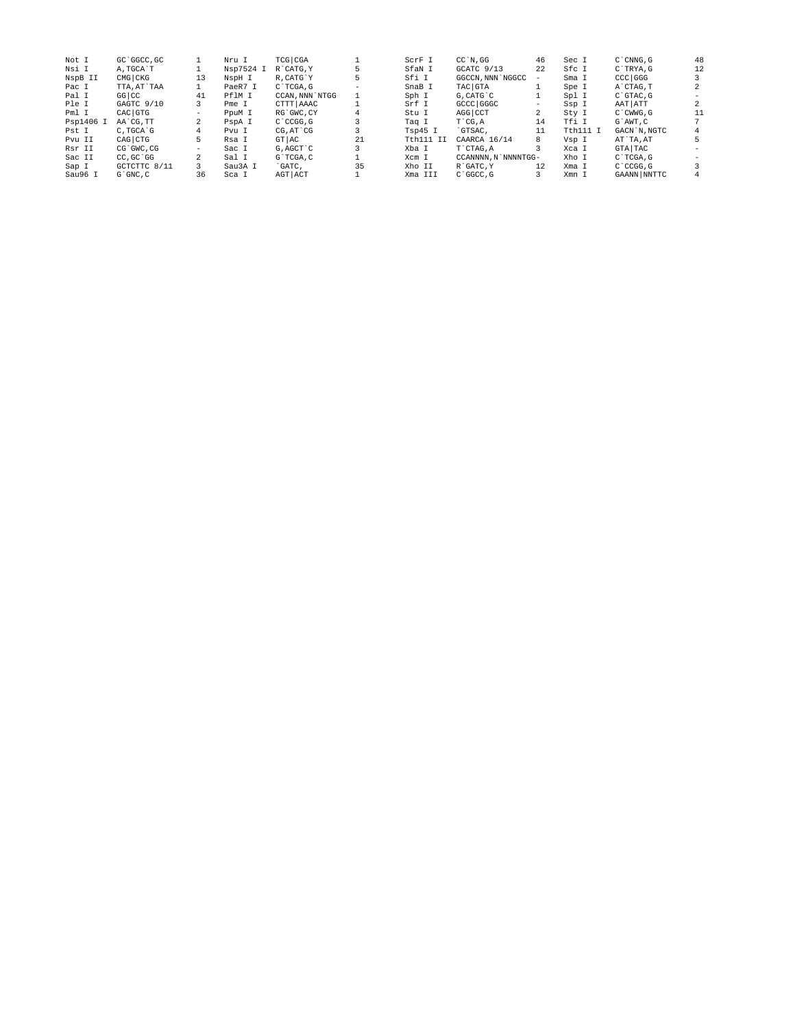| | | | | | | | | | | | |
|---|---|---|---|---|---|---|---|---|---|---|---|
| Not I | GC`GGCC,GC | 1 | Nru I | TCG\|CGA | 1 | ScrF I | CC`N,GG | 46 | Sec I | C`CNNG,G | 48 |
| Nsi I | A,TGCA`T | 1 | Nsp7524 I | R`CATG,Y | 5 | SfaN I | GCATC 9/13 | 22 | Sfc I | C`TRYA,G | 12 |
| NspB II | CMG\|CKG | 13 | NspH I | R,CATG`Y | 5 | Sfi I | GGCCN,NNN`NGGCC | - | Sma I | CCC\|GGG | 3 |
| Pac I | TTA,AT`TAA | 1 | PaeR7 I | C`TCGA,G | - | SnaB I | TAC\|GTA | 1 | Spe I | A`CTAG,T | 2 |
| Pal I | GG\|CC | 41 | PflM I | CCAN,NNN`NTGG | 1 | Sph I | G,CATG`C | 1 | Spl I | C`GTAC,G | - |
| Ple I | GAGTC 9/10 | 3 | Pme I | CTTT\|AAAC | 1 | Srf I | GCCC\|GGGC | - | Ssp I | AAT\|ATT | 2 |
| Pml I | CAC\|GTG | - | PpuM I | RG`GWC,CY | 4 | Stu I | AGG\|CCT | 2 | Sty I | C`CWWG,G | 11 |
| Psp1406 I | AA`CG,TT | 2 | PspA I | C`CCGG,G | 3 | Taq I | T`CG,A | 14 | Tfi I | G`AWT,C | 7 |
| Pst I | C,TGCA`G | 4 | Pvu I | CG,AT`CG | 3 | Tsp45 I | `GTSAC, | 11 | Tth111 I | GACN`N,NGTC | 4 |
| Pvu II | CAG\|CTG | 5 | Rsa I | GT\|AC | 21 | Tth111 II | CAARCA 16/14 | 8 | Vsp I | AT`TA,AT | 5 |
| Rsr II | CG`GWC,CG | - | Sac I | G,AGCT`C | 3 | Xba I | T`CTAG,A | 3 | Xca I | GTA\|TAC | - |
| Sac II | CC,GC`GG | 2 | Sal I | G`TCGA,C | 1 | Xcm I | CCANNNN,N`NNNNTGG | - | Xho I | C`TCGA,G | - |
| Sap I | GCTCTTC 8/11 | 3 | Sau3A I | `GATC, | 35 | Xho II | R`GATC,Y | 12 | Xma I | C`CCGG,G | 3 |
| Sau96 I | G`GNC,C | 36 | Sca I | AGT\|ACT | 1 | Xma III | C`GGCC,G | 3 | Xmn I | GAANN\|NNTTC | 4 |